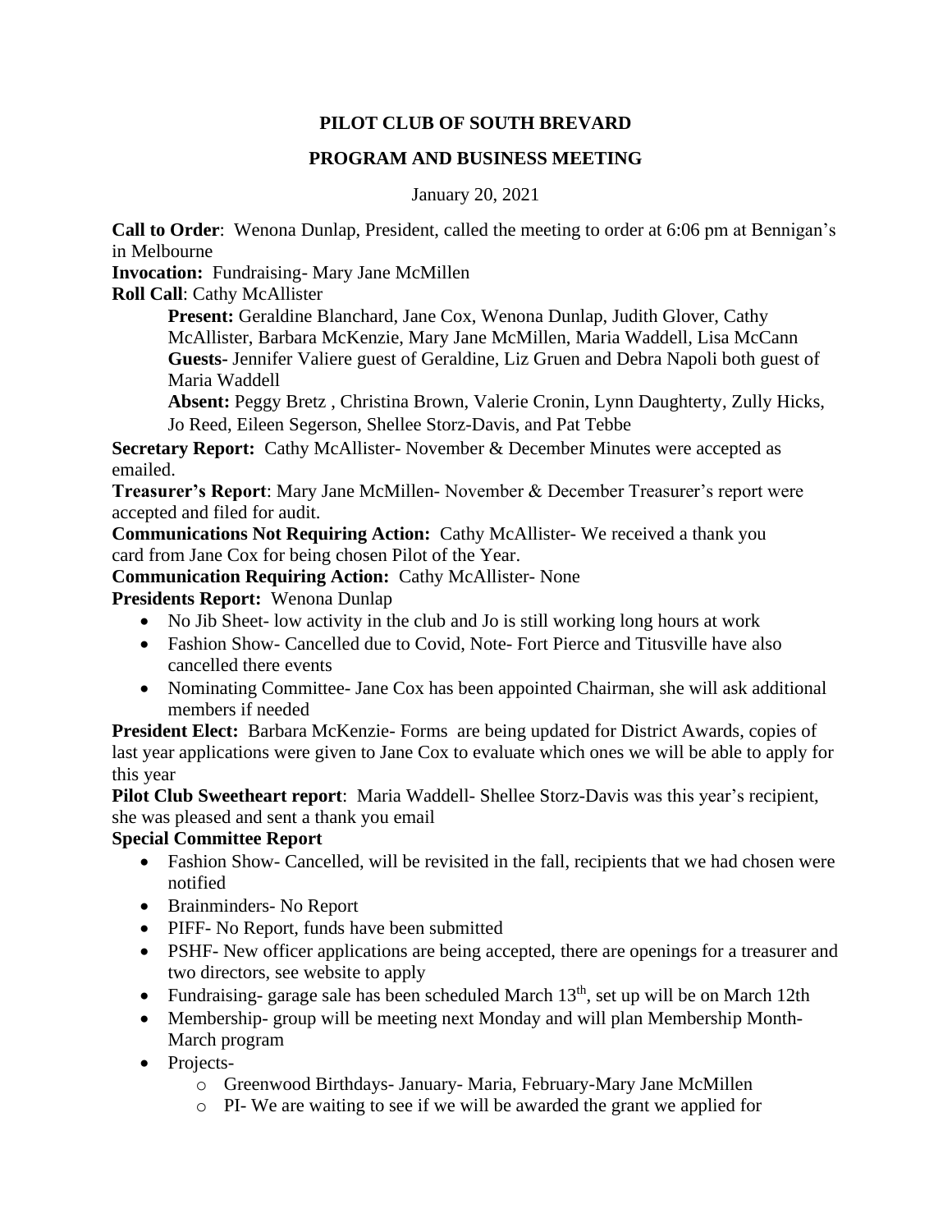# PILOT CLUB OF SOUTH BREVARD

## PROGRAM AND BUSINESS MEETING

January 20, 2021

**Call to Order**: Wenona Dunlap, President, called the meeting to order at 6:06 pm at Bennigan's in Melbourne

**Invocation:** Fundraising- Mary Jane McMillen

**Roll Call**: Cathy McAllister

> **Present:** Geraldine Blanchard, Jane Cox, Wenona Dunlap, Judith Glover, Cathy McAllister, Barbara McKenzie, Mary Jane McMillen, Maria Waddell, Lisa McCann
>
> **Guests-** Jennifer Valiere guest of Geraldine, Liz Gruen and Debra Napoli both guest of Maria Waddell
>
> **Absent:** Peggy Bretz , Christina Brown, Valerie Cronin, Lynn Daughterty, Zully Hicks, Jo Reed, Eileen Segerson, Shellee Storz-Davis, and Pat Tebbe

**Secretary Report:** Cathy McAllister- November & December Minutes were accepted as emailed.

**Treasurer's Report**: Mary Jane McMillen- November & December Treasurer's report were accepted and filed for audit.

**Communications Not Requiring Action:** Cathy McAllister- We received a thank you card from Jane Cox for being chosen Pilot of the Year.

**Communication Requiring Action:** Cathy McAllister- None

**Presidents Report:** Wenona Dunlap

- No Jib Sheet- low activity in the club and Jo is still working long hours at work
- Fashion Show- Cancelled due to Covid, Note- Fort Pierce and Titusville have also cancelled there events
- Nominating Committee- Jane Cox has been appointed Chairman, she will ask additional members if needed

**President Elect:** Barbara McKenzie- Forms are being updated for District Awards, copies of last year applications were given to Jane Cox to evaluate which ones we will be able to apply for this year

**Pilot Club Sweetheart report**: Maria Waddell- Shellee Storz-Davis was this year's recipient, she was pleased and sent a thank you email

**Special Committee Report**

- Fashion Show- Cancelled, will be revisited in the fall, recipients that we had chosen were notified
- Brainminders- No Report
- PIFF- No Report, funds have been submitted
- PSHF- New officer applications are being accepted, there are openings for a treasurer and two directors, see website to apply
- Fundraising- garage sale has been scheduled March 13th, set up will be on March 12th
- Membership- group will be meeting next Monday and will plan Membership Month- March program
- Projects-
  - Greenwood Birthdays- January- Maria, February-Mary Jane McMillen
  - PI- We are waiting to see if we will be awarded the grant we applied for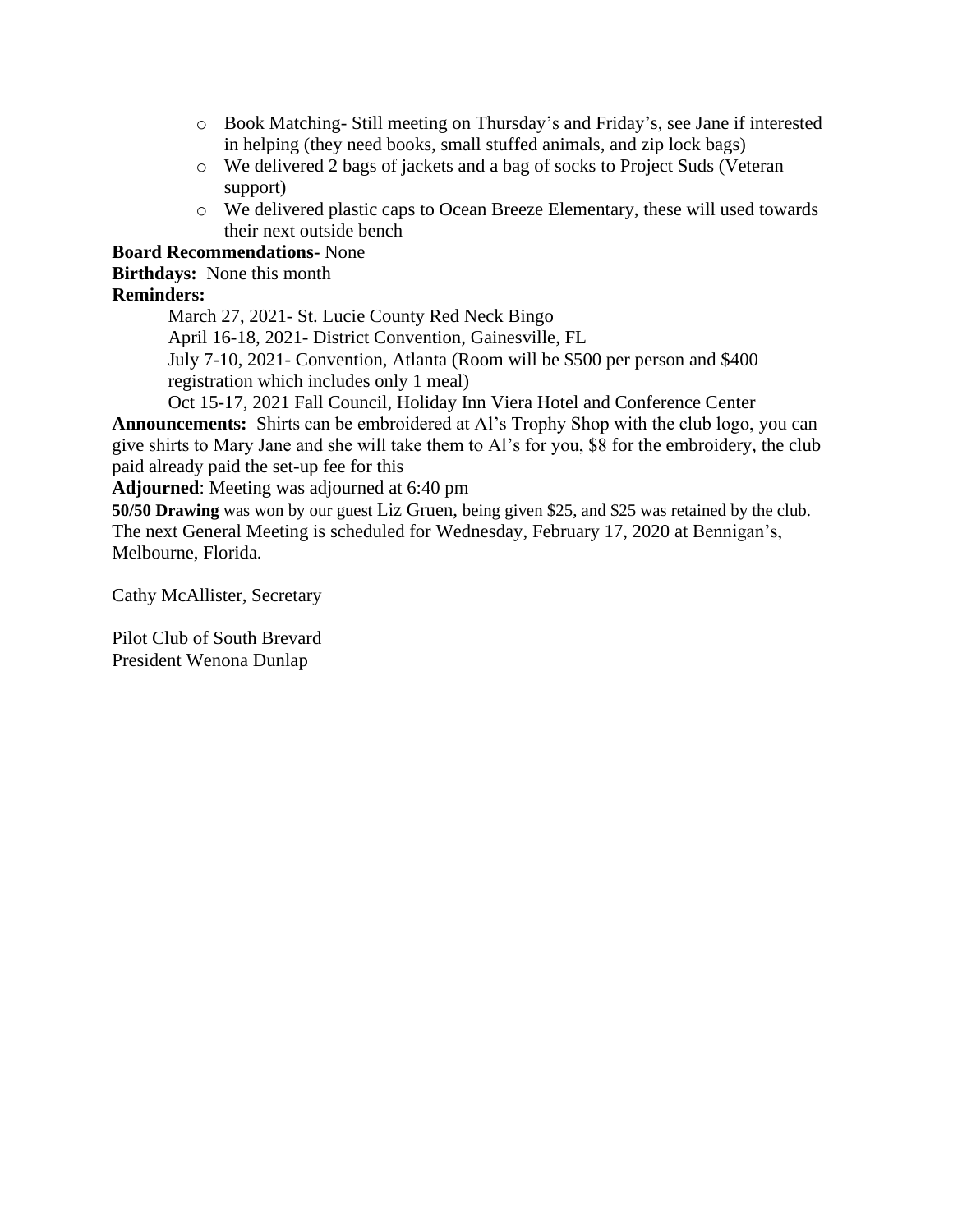- Book Matching- Still meeting on Thursday's and Friday's, see Jane if interested in helping (they need books, small stuffed animals, and zip lock bags)
- We delivered 2 bags of jackets and a bag of socks to Project Suds (Veteran support)
- We delivered plastic caps to Ocean Breeze Elementary, these will used towards their next outside bench

**Board Recommendations-** None

**Birthdays:** None this month

**Reminders:**

March 27, 2021- St. Lucie County Red Neck Bingo

April 16-18, 2021- District Convention, Gainesville, FL

July 7-10, 2021- Convention, Atlanta (Room will be $500 per person and $400 registration which includes only 1 meal)

Oct 15-17, 2021 Fall Council, Holiday Inn Viera Hotel and Conference Center

**Announcements:** Shirts can be embroidered at Al's Trophy Shop with the club logo, you can give shirts to Mary Jane and she will take them to Al's for you, $8 for the embroidery, the club paid already paid the set-up fee for this

**Adjourned**: Meeting was adjourned at 6:40 pm

**50/50 Drawing** was won by our guest Liz Gruen, being given $25, and $25 was retained by the club.
The next General Meeting is scheduled for Wednesday, February 17, 2020 at Bennigan's, Melbourne, Florida.

Cathy McAllister, Secretary

Pilot Club of South Brevard
President Wenona Dunlap